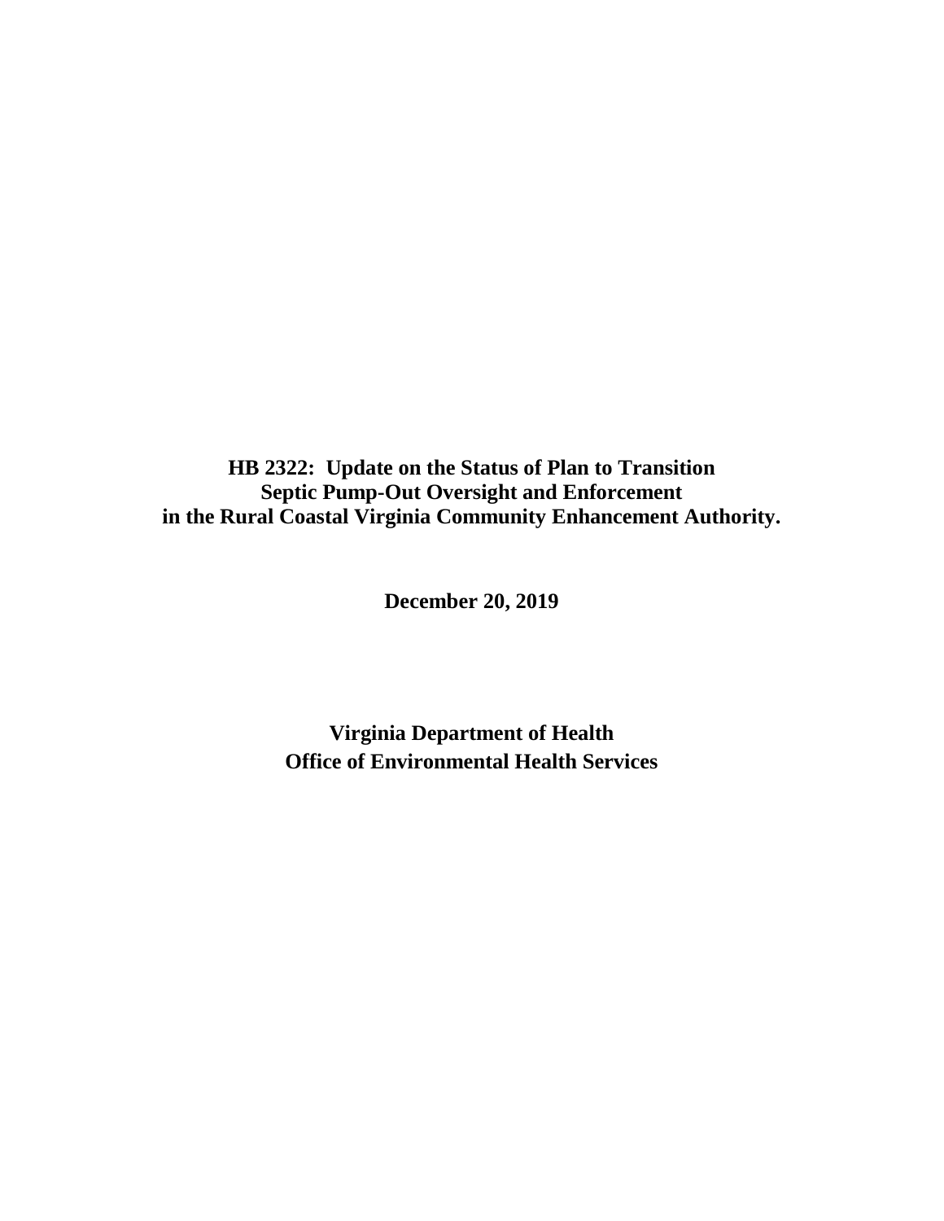# HB 2322: Update on the Status of Plan to Transition Septic Pump-Out Oversight and Enforcement in the Rural Coastal Virginia Community Enhancement Authority.

**December 20, 2019**

**Virginia Department of Health**
**Office of Environmental Health Services**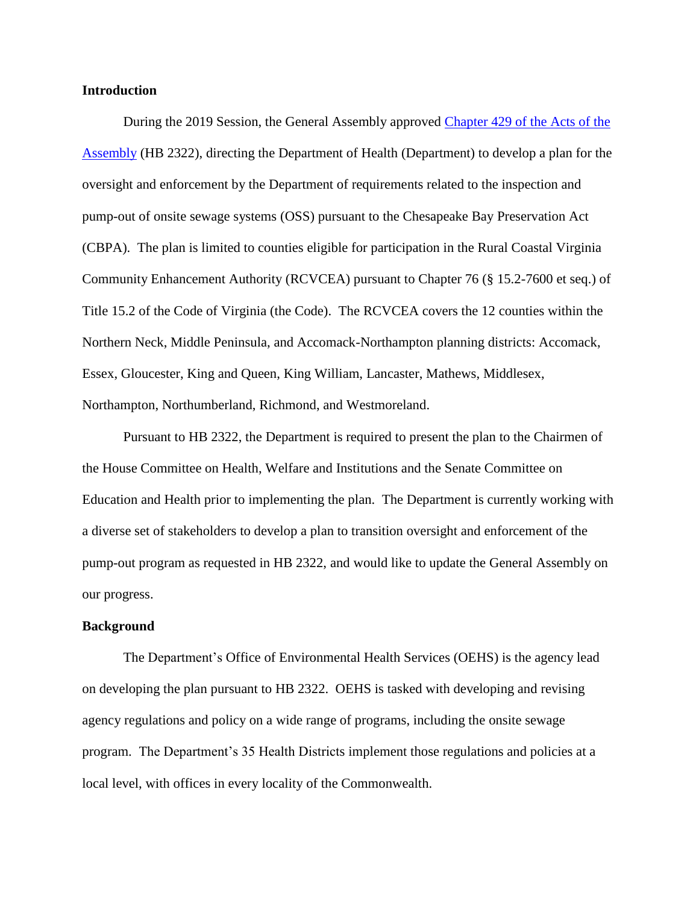## Introduction

During the 2019 Session, the General Assembly approved [Chapter 429 of the Acts of the Assembly](Chapter 429 of the Acts of the Assembly) (HB 2322), directing the Department of Health (Department) to develop a plan for the oversight and enforcement by the Department of requirements related to the inspection and pump-out of onsite sewage systems (OSS) pursuant to the Chesapeake Bay Preservation Act (CBPA). The plan is limited to counties eligible for participation in the Rural Coastal Virginia Community Enhancement Authority (RCVCEA) pursuant to Chapter 76 (§ 15.2-7600 et seq.) of Title 15.2 of the Code of Virginia (the Code). The RCVCEA covers the 12 counties within the Northern Neck, Middle Peninsula, and Accomack-Northampton planning districts: Accomack, Essex, Gloucester, King and Queen, King William, Lancaster, Mathews, Middlesex, Northampton, Northumberland, Richmond, and Westmoreland.

Pursuant to HB 2322, the Department is required to present the plan to the Chairmen of the House Committee on Health, Welfare and Institutions and the Senate Committee on Education and Health prior to implementing the plan. The Department is currently working with a diverse set of stakeholders to develop a plan to transition oversight and enforcement of the pump-out program as requested in HB 2322, and would like to update the General Assembly on our progress.

## Background

The Department's Office of Environmental Health Services (OEHS) is the agency lead on developing the plan pursuant to HB 2322. OEHS is tasked with developing and revising agency regulations and policy on a wide range of programs, including the onsite sewage program. The Department's 35 Health Districts implement those regulations and policies at a local level, with offices in every locality of the Commonwealth.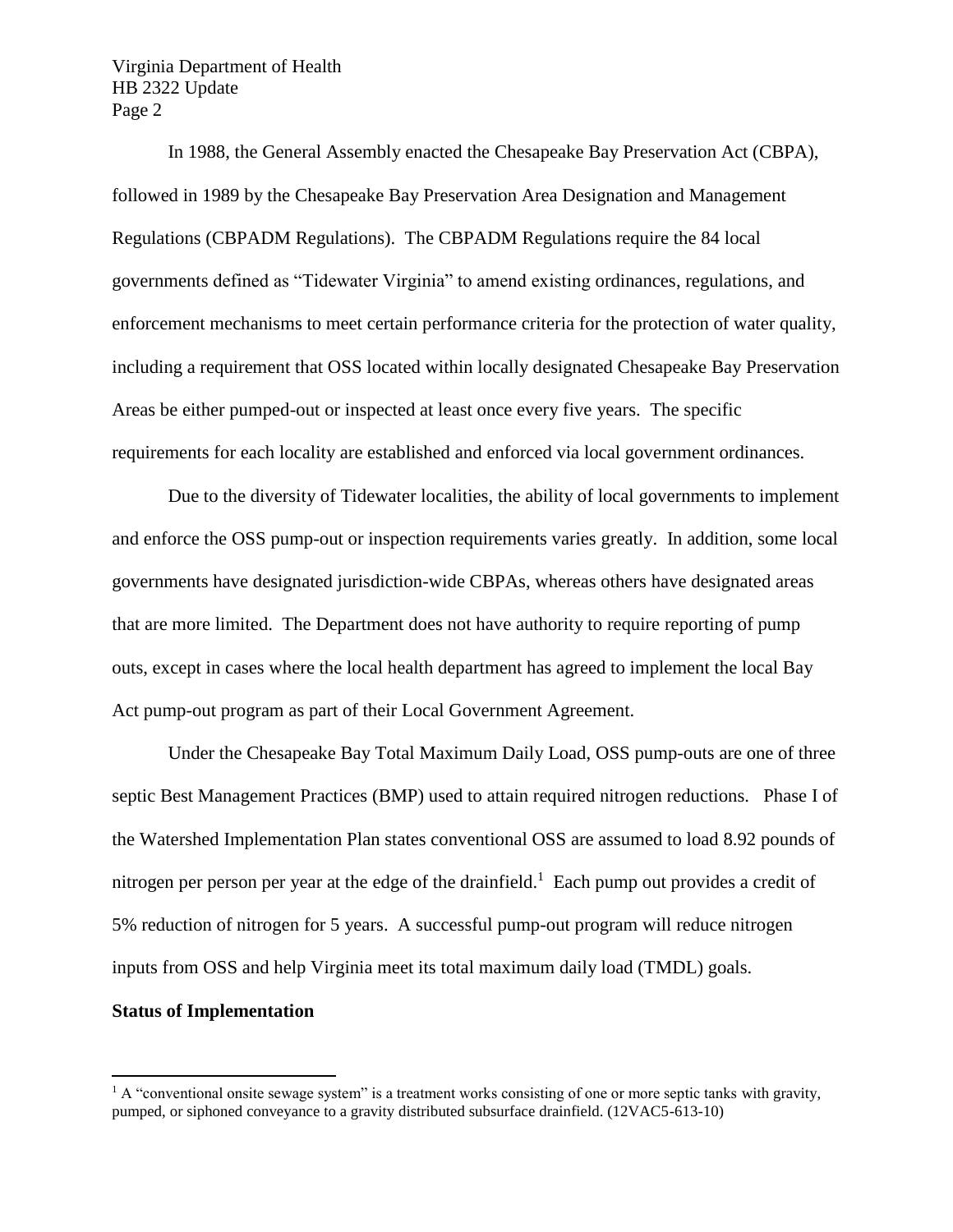In 1988, the General Assembly enacted the Chesapeake Bay Preservation Act (CBPA), followed in 1989 by the Chesapeake Bay Preservation Area Designation and Management Regulations (CBPADM Regulations). The CBPADM Regulations require the 84 local governments defined as "Tidewater Virginia" to amend existing ordinances, regulations, and enforcement mechanisms to meet certain performance criteria for the protection of water quality, including a requirement that OSS located within locally designated Chesapeake Bay Preservation Areas be either pumped-out or inspected at least once every five years. The specific requirements for each locality are established and enforced via local government ordinances.

Due to the diversity of Tidewater localities, the ability of local governments to implement and enforce the OSS pump-out or inspection requirements varies greatly. In addition, some local governments have designated jurisdiction-wide CBPAs, whereas others have designated areas that are more limited. The Department does not have authority to require reporting of pump outs, except in cases where the local health department has agreed to implement the local Bay Act pump-out program as part of their Local Government Agreement.

Under the Chesapeake Bay Total Maximum Daily Load, OSS pump-outs are one of three septic Best Management Practices (BMP) used to attain required nitrogen reductions. Phase I of the Watershed Implementation Plan states conventional OSS are assumed to load 8.92 pounds of nitrogen per person per year at the edge of the drainfield.[1] Each pump out provides a credit of 5% reduction of nitrogen for 5 years. A successful pump-out program will reduce nitrogen inputs from OSS and help Virginia meet its total maximum daily load (TMDL) goals.

**Status of Implementation**

[1] A "conventional onsite sewage system" is a treatment works consisting of one or more septic tanks with gravity, pumped, or siphoned conveyance to a gravity distributed subsurface drainfield. (12VAC5-613-10)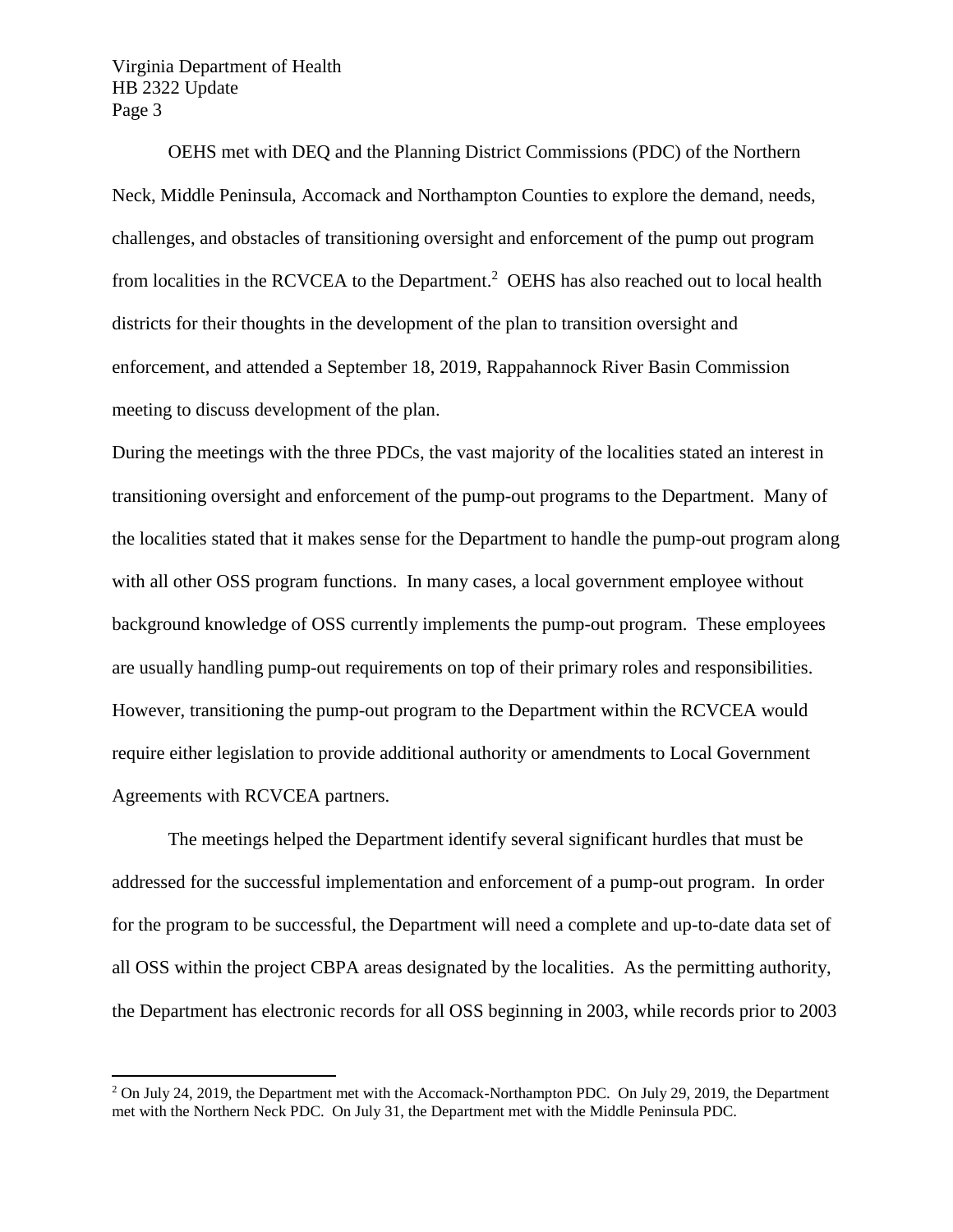OEHS met with DEQ and the Planning District Commissions (PDC) of the Northern Neck, Middle Peninsula, Accomack and Northampton Counties to explore the demand, needs, challenges, and obstacles of transitioning oversight and enforcement of the pump out program from localities in the RCVCEA to the Department.[2] OEHS has also reached out to local health districts for their thoughts in the development of the plan to transition oversight and enforcement, and attended a September 18, 2019, Rappahannock River Basin Commission meeting to discuss development of the plan.

During the meetings with the three PDCs, the vast majority of the localities stated an interest in transitioning oversight and enforcement of the pump-out programs to the Department. Many of the localities stated that it makes sense for the Department to handle the pump-out program along with all other OSS program functions. In many cases, a local government employee without background knowledge of OSS currently implements the pump-out program. These employees are usually handling pump-out requirements on top of their primary roles and responsibilities. However, transitioning the pump-out program to the Department within the RCVCEA would require either legislation to provide additional authority or amendments to Local Government Agreements with RCVCEA partners.

The meetings helped the Department identify several significant hurdles that must be addressed for the successful implementation and enforcement of a pump-out program. In order for the program to be successful, the Department will need a complete and up-to-date data set of all OSS within the project CBPA areas designated by the localities. As the permitting authority, the Department has electronic records for all OSS beginning in 2003, while records prior to 2003

[2] On July 24, 2019, the Department met with the Accomack-Northampton PDC. On July 29, 2019, the Department met with the Northern Neck PDC. On July 31, the Department met with the Middle Peninsula PDC.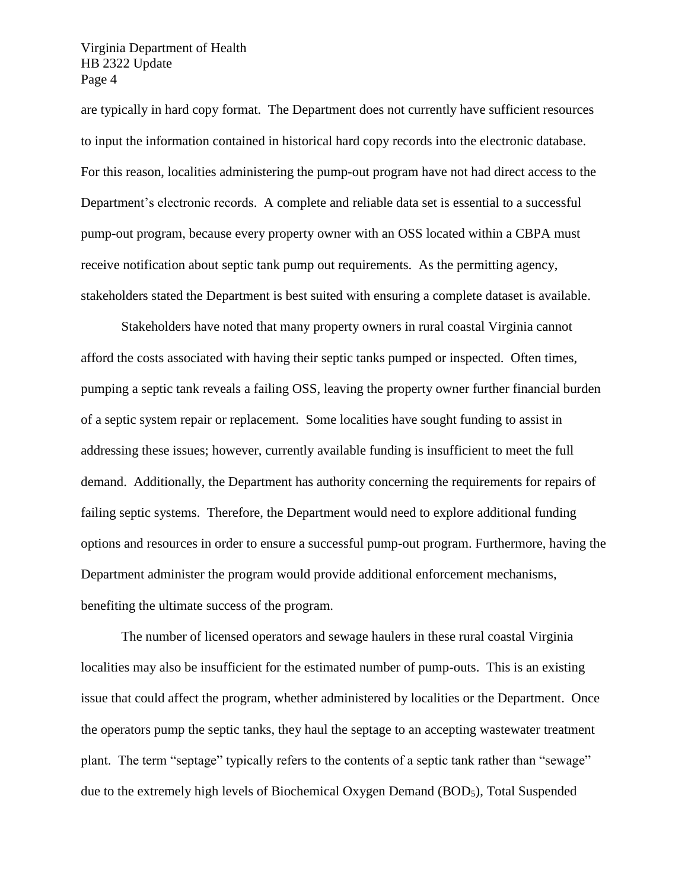are typically in hard copy format. The Department does not currently have sufficient resources to input the information contained in historical hard copy records into the electronic database. For this reason, localities administering the pump-out program have not had direct access to the Department's electronic records. A complete and reliable data set is essential to a successful pump-out program, because every property owner with an OSS located within a CBPA must receive notification about septic tank pump out requirements. As the permitting agency, stakeholders stated the Department is best suited with ensuring a complete dataset is available.

Stakeholders have noted that many property owners in rural coastal Virginia cannot afford the costs associated with having their septic tanks pumped or inspected. Often times, pumping a septic tank reveals a failing OSS, leaving the property owner further financial burden of a septic system repair or replacement. Some localities have sought funding to assist in addressing these issues; however, currently available funding is insufficient to meet the full demand. Additionally, the Department has authority concerning the requirements for repairs of failing septic systems. Therefore, the Department would need to explore additional funding options and resources in order to ensure a successful pump-out program. Furthermore, having the Department administer the program would provide additional enforcement mechanisms, benefiting the ultimate success of the program.

The number of licensed operators and sewage haulers in these rural coastal Virginia localities may also be insufficient for the estimated number of pump-outs. This is an existing issue that could affect the program, whether administered by localities or the Department. Once the operators pump the septic tanks, they haul the septage to an accepting wastewater treatment plant. The term "septage" typically refers to the contents of a septic tank rather than "sewage" due to the extremely high levels of Biochemical Oxygen Demand ($BOD_5$), Total Suspended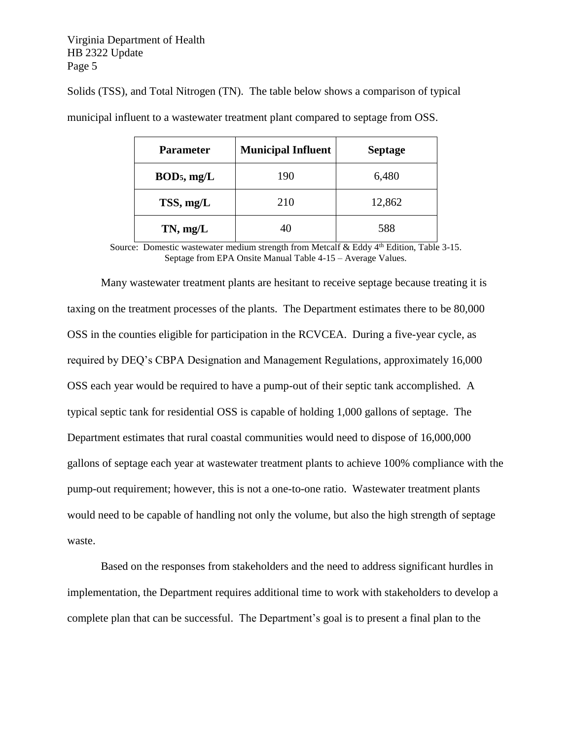Solids (TSS), and Total Nitrogen (TN). The table below shows a comparison of typical municipal influent to a wastewater treatment plant compared to septage from OSS.

| Parameter | Municipal Influent | Septage |
|---|---|---|
| $BOD_5$, mg/L | 190 | 6,480 |
| TSS, mg/L | 210 | 12,862 |
| TN, mg/L | 40 | 588 |

Source: Domestic wastewater medium strength from Metcalf & Eddy 4th Edition, Table 3-15. Septage from EPA Onsite Manual Table 4-15 – Average Values.

Many wastewater treatment plants are hesitant to receive septage because treating it is taxing on the treatment processes of the plants. The Department estimates there to be 80,000 OSS in the counties eligible for participation in the RCVCEA. During a five-year cycle, as required by DEQ's CBPA Designation and Management Regulations, approximately 16,000 OSS each year would be required to have a pump-out of their septic tank accomplished. A typical septic tank for residential OSS is capable of holding 1,000 gallons of septage. The Department estimates that rural coastal communities would need to dispose of 16,000,000 gallons of septage each year at wastewater treatment plants to achieve 100% compliance with the pump-out requirement; however, this is not a one-to-one ratio. Wastewater treatment plants would need to be capable of handling not only the volume, but also the high strength of septage waste.

Based on the responses from stakeholders and the need to address significant hurdles in implementation, the Department requires additional time to work with stakeholders to develop a complete plan that can be successful. The Department's goal is to present a final plan to the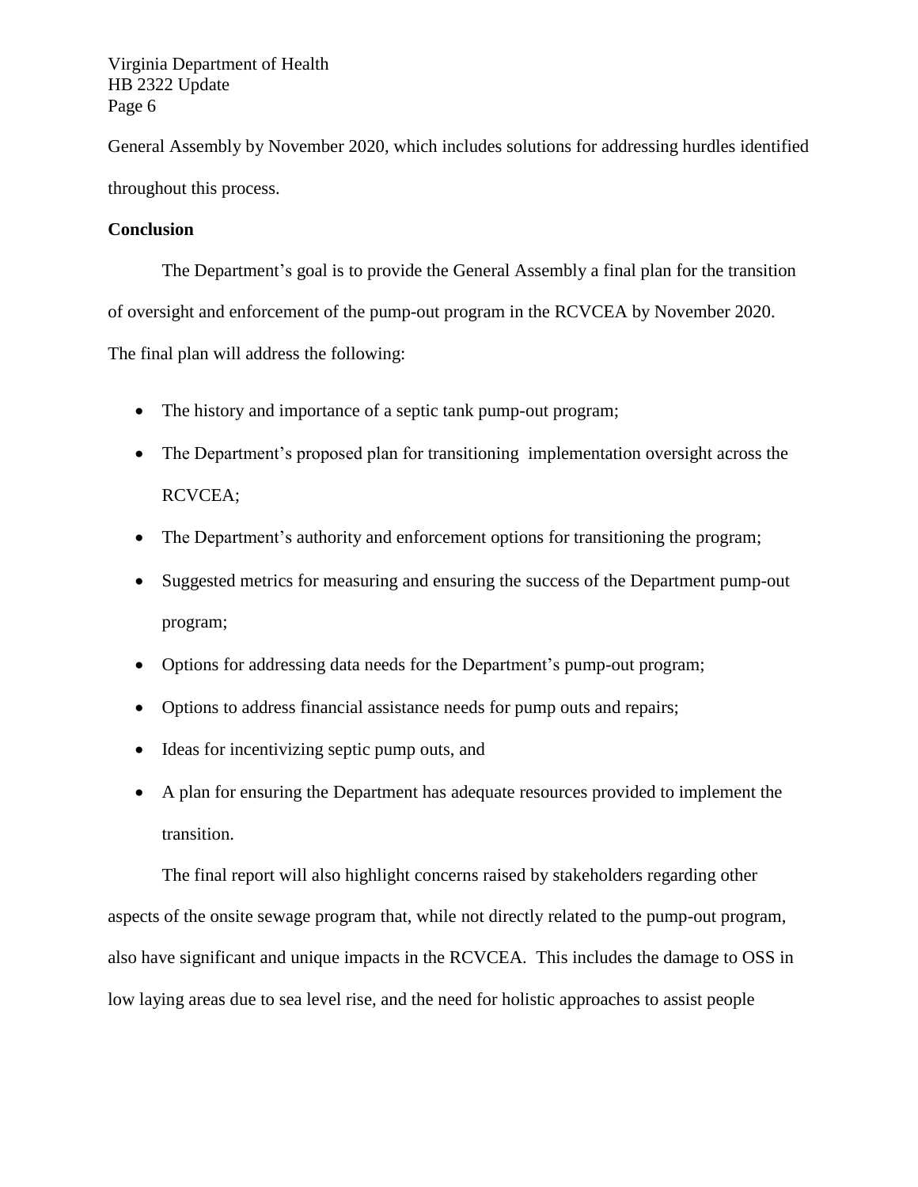General Assembly by November 2020, which includes solutions for addressing hurdles identified throughout this process.

**Conclusion**

The Department's goal is to provide the General Assembly a final plan for the transition of oversight and enforcement of the pump-out program in the RCVCEA by November 2020. The final plan will address the following:

- The history and importance of a septic tank pump-out program;
- The Department's proposed plan for transitioning implementation oversight across the RCVCEA;
- The Department's authority and enforcement options for transitioning the program;
- Suggested metrics for measuring and ensuring the success of the Department pump-out program;
- Options for addressing data needs for the Department's pump-out program;
- Options to address financial assistance needs for pump outs and repairs;
- Ideas for incentivizing septic pump outs, and
- A plan for ensuring the Department has adequate resources provided to implement the transition.

The final report will also highlight concerns raised by stakeholders regarding other aspects of the onsite sewage program that, while not directly related to the pump-out program, also have significant and unique impacts in the RCVCEA. This includes the damage to OSS in low laying areas due to sea level rise, and the need for holistic approaches to assist people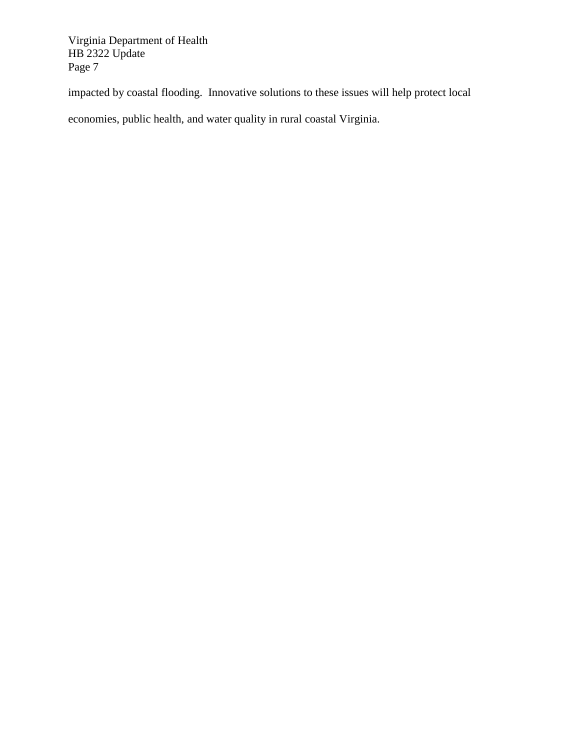impacted by coastal flooding.  Innovative solutions to these issues will help protect local economies, public health, and water quality in rural coastal Virginia.